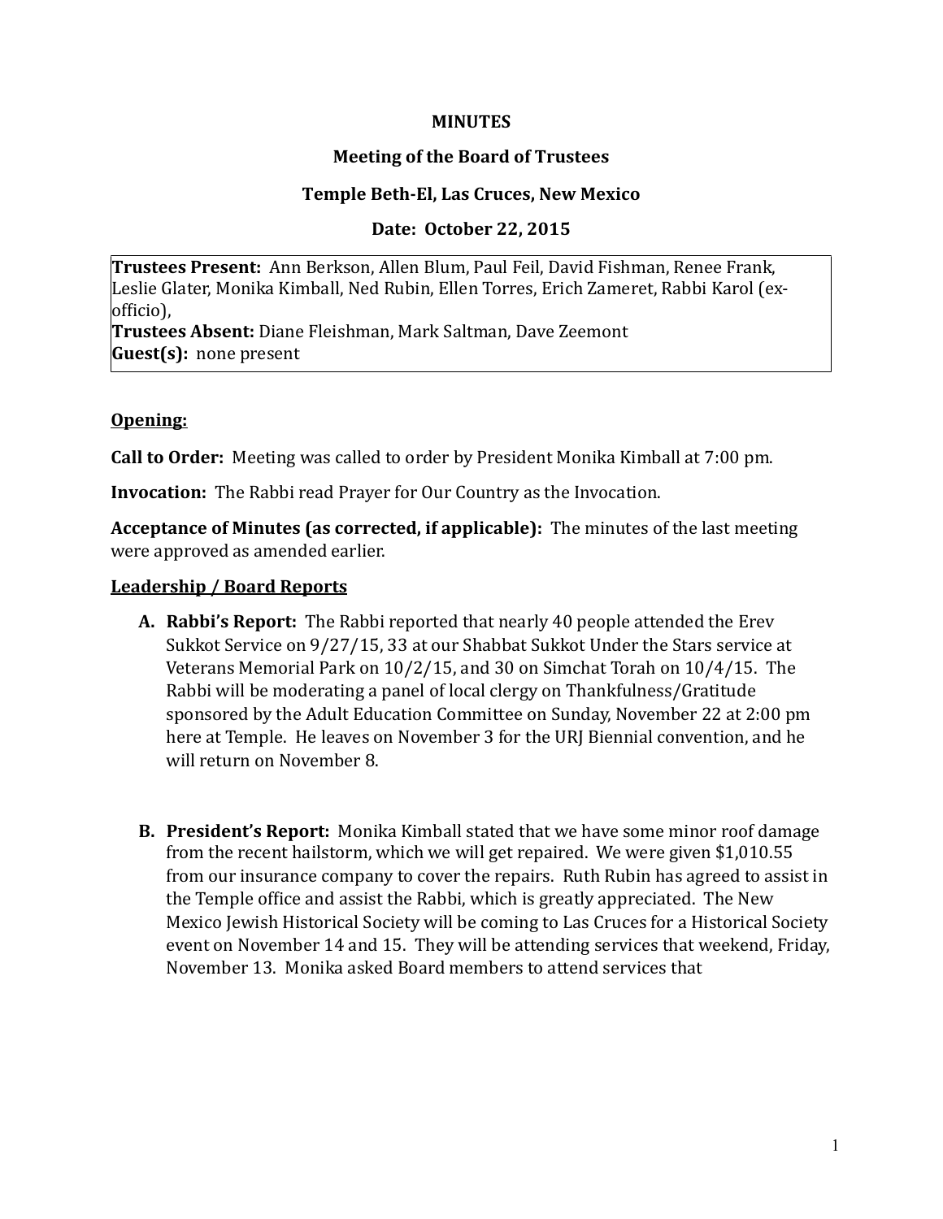**MINUTES**

**Meeting of the Board of Trustees**

**Temple Beth-El, Las Cruces, New Mexico**

**Date: October 22, 2015**

**Trustees Present:** Ann Berkson, Allen Blum, Paul Feil, David Fishman, Renee Frank, Leslie Glater, Monika Kimball, Ned Rubin, Ellen Torres, Erich Zameret, Rabbi Karol (ex-officio),
**Trustees Absent:** Diane Fleishman, Mark Saltman, Dave Zeemont
**Guest(s):** none present

## Opening:

**Call to Order:** Meeting was called to order by President Monika Kimball at 7:00 pm.

**Invocation:** The Rabbi read Prayer for Our Country as the Invocation.

**Acceptance of Minutes (as corrected, if applicable):** The minutes of the last meeting were approved as amended earlier.

## Leadership / Board Reports

**A. Rabbi's Report:** The Rabbi reported that nearly 40 people attended the Erev Sukkot Service on 9/27/15, 33 at our Shabbat Sukkot Under the Stars service at Veterans Memorial Park on 10/2/15, and 30 on Simchat Torah on 10/4/15. The Rabbi will be moderating a panel of local clergy on Thankfulness/Gratitude sponsored by the Adult Education Committee on Sunday, November 22 at 2:00 pm here at Temple. He leaves on November 3 for the URJ Biennial convention, and he will return on November 8.

**B. President's Report:** Monika Kimball stated that we have some minor roof damage from the recent hailstorm, which we will get repaired. We were given $1,010.55 from our insurance company to cover the repairs. Ruth Rubin has agreed to assist in the Temple office and assist the Rabbi, which is greatly appreciated. The New Mexico Jewish Historical Society will be coming to Las Cruces for a Historical Society event on November 14 and 15. They will be attending services that weekend, Friday, November 13. Monika asked Board members to attend services that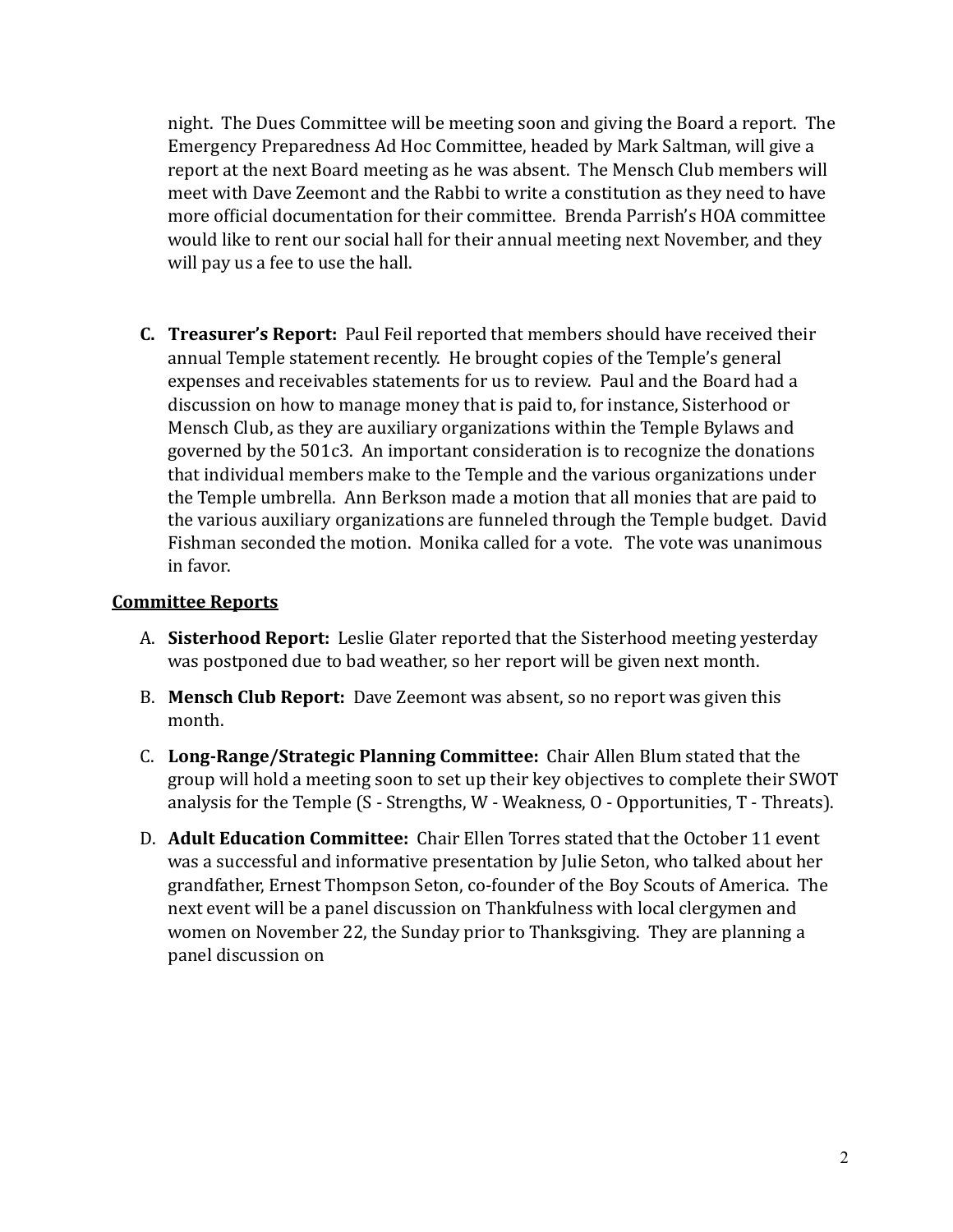night. The Dues Committee will be meeting soon and giving the Board a report. The Emergency Preparedness Ad Hoc Committee, headed by Mark Saltman, will give a report at the next Board meeting as he was absent. The Mensch Club members will meet with Dave Zeemont and the Rabbi to write a constitution as they need to have more official documentation for their committee. Brenda Parrish's HOA committee would like to rent our social hall for their annual meeting next November, and they will pay us a fee to use the hall.

C. **Treasurer's Report:** Paul Feil reported that members should have received their annual Temple statement recently. He brought copies of the Temple's general expenses and receivables statements for us to review. Paul and the Board had a discussion on how to manage money that is paid to, for instance, Sisterhood or Mensch Club, as they are auxiliary organizations within the Temple Bylaws and governed by the 501c3. An important consideration is to recognize the donations that individual members make to the Temple and the various organizations under the Temple umbrella. Ann Berkson made a motion that all monies that are paid to the various auxiliary organizations are funneled through the Temple budget. David Fishman seconded the motion. Monika called for a vote. The vote was unanimous in favor.

**<u>Committee Reports</u>**

A. **Sisterhood Report:** Leslie Glater reported that the Sisterhood meeting yesterday was postponed due to bad weather, so her report will be given next month.

B. **Mensch Club Report:** Dave Zeemont was absent, so no report was given this month.

C. **Long-Range/Strategic Planning Committee:** Chair Allen Blum stated that the group will hold a meeting soon to set up their key objectives to complete their SWOT analysis for the Temple (S - Strengths, W - Weakness, O - Opportunities, T - Threats).

D. **Adult Education Committee:** Chair Ellen Torres stated that the October 11 event was a successful and informative presentation by Julie Seton, who talked about her grandfather, Ernest Thompson Seton, co-founder of the Boy Scouts of America. The next event will be a panel discussion on Thankfulness with local clergymen and women on November 22, the Sunday prior to Thanksgiving. They are planning a panel discussion on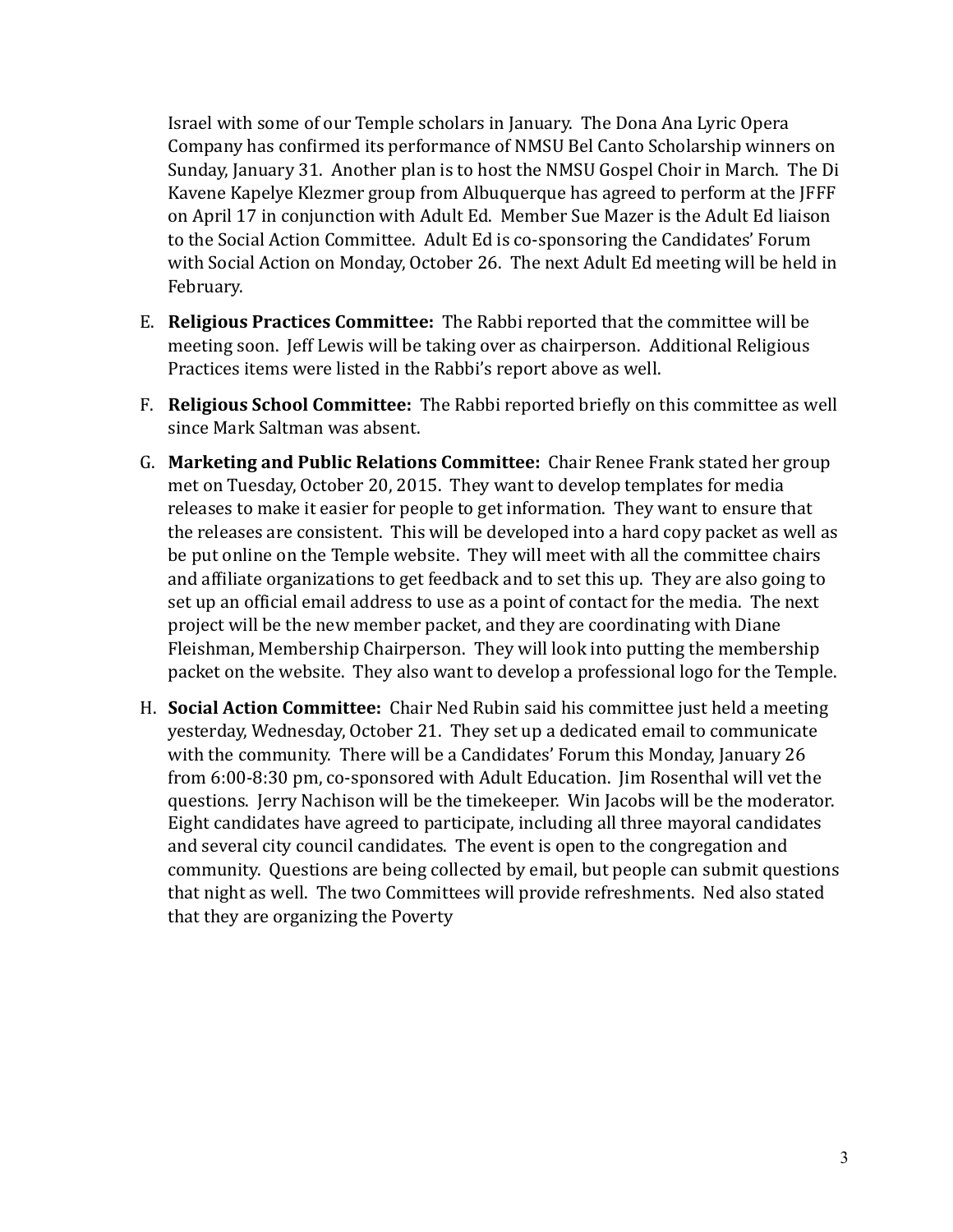Israel with some of our Temple scholars in January. The Dona Ana Lyric Opera Company has confirmed its performance of NMSU Bel Canto Scholarship winners on Sunday, January 31. Another plan is to host the NMSU Gospel Choir in March. The Di Kavene Kapelye Klezmer group from Albuquerque has agreed to perform at the JFFF on April 17 in conjunction with Adult Ed. Member Sue Mazer is the Adult Ed liaison to the Social Action Committee. Adult Ed is co-sponsoring the Candidates' Forum with Social Action on Monday, October 26. The next Adult Ed meeting will be held in February.

E. **Religious Practices Committee:** The Rabbi reported that the committee will be meeting soon. Jeff Lewis will be taking over as chairperson. Additional Religious Practices items were listed in the Rabbi's report above as well.

F. **Religious School Committee:** The Rabbi reported briefly on this committee as well since Mark Saltman was absent.

G. **Marketing and Public Relations Committee:** Chair Renee Frank stated her group met on Tuesday, October 20, 2015. They want to develop templates for media releases to make it easier for people to get information. They want to ensure that the releases are consistent. This will be developed into a hard copy packet as well as be put online on the Temple website. They will meet with all the committee chairs and affiliate organizations to get feedback and to set this up. They are also going to set up an official email address to use as a point of contact for the media. The next project will be the new member packet, and they are coordinating with Diane Fleishman, Membership Chairperson. They will look into putting the membership packet on the website. They also want to develop a professional logo for the Temple.

H. **Social Action Committee:** Chair Ned Rubin said his committee just held a meeting yesterday, Wednesday, October 21. They set up a dedicated email to communicate with the community. There will be a Candidates' Forum this Monday, January 26 from 6:00-8:30 pm, co-sponsored with Adult Education. Jim Rosenthal will vet the questions. Jerry Nachison will be the timekeeper. Win Jacobs will be the moderator. Eight candidates have agreed to participate, including all three mayoral candidates and several city council candidates. The event is open to the congregation and community. Questions are being collected by email, but people can submit questions that night as well. The two Committees will provide refreshments. Ned also stated that they are organizing the Poverty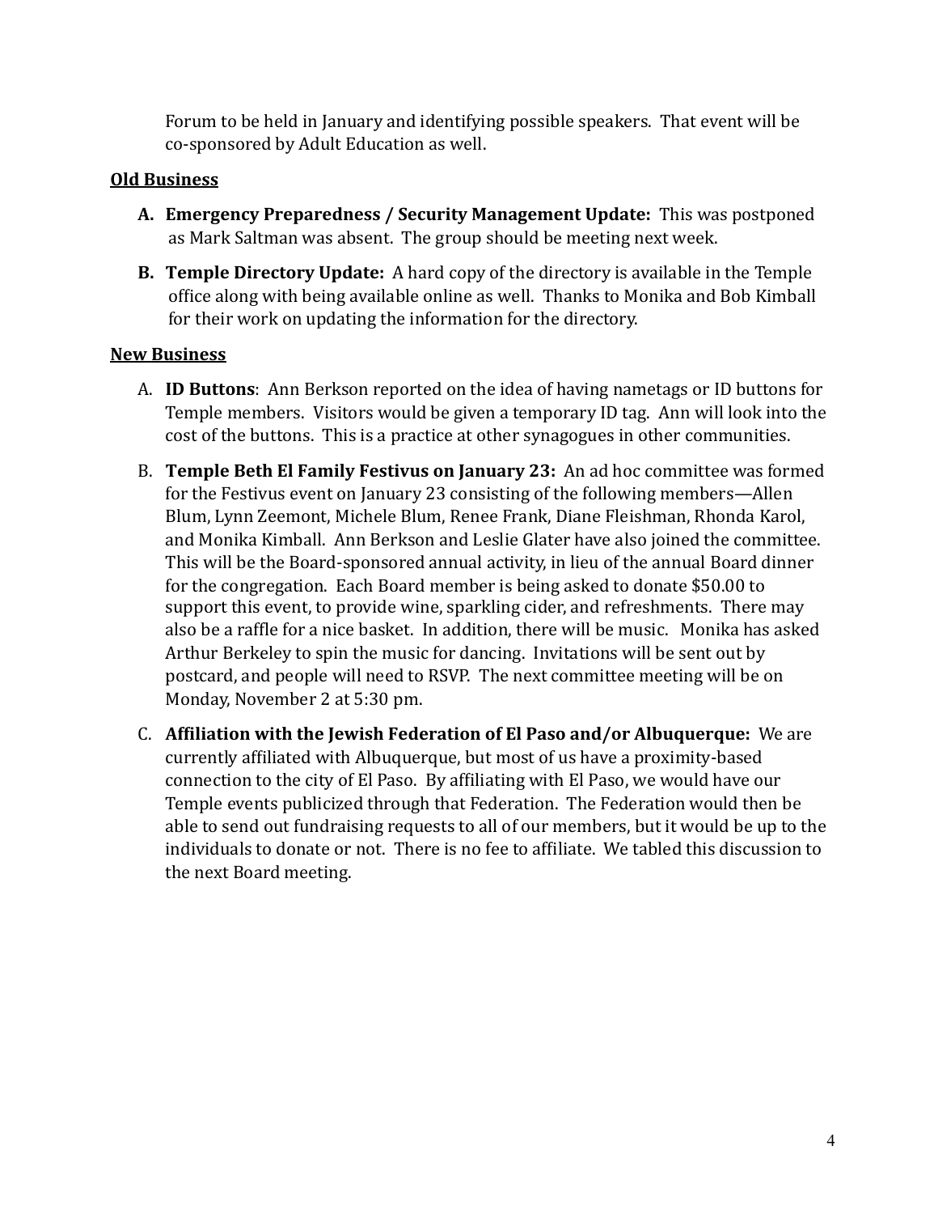Forum to be held in January and identifying possible speakers. That event will be co-sponsored by Adult Education as well.

**Old Business**

A. **Emergency Preparedness / Security Management Update:** This was postponed as Mark Saltman was absent. The group should be meeting next week.

B. **Temple Directory Update:** A hard copy of the directory is available in the Temple office along with being available online as well. Thanks to Monika and Bob Kimball for their work on updating the information for the directory.

**New Business**

A. **ID Buttons**: Ann Berkson reported on the idea of having nametags or ID buttons for Temple members. Visitors would be given a temporary ID tag. Ann will look into the cost of the buttons. This is a practice at other synagogues in other communities.

B. **Temple Beth El Family Festivus on January 23:** An ad hoc committee was formed for the Festivus event on January 23 consisting of the following members—Allen Blum, Lynn Zeemont, Michele Blum, Renee Frank, Diane Fleishman, Rhonda Karol, and Monika Kimball. Ann Berkson and Leslie Glater have also joined the committee. This will be the Board-sponsored annual activity, in lieu of the annual Board dinner for the congregation. Each Board member is being asked to donate $50.00 to support this event, to provide wine, sparkling cider, and refreshments. There may also be a raffle for a nice basket. In addition, there will be music. Monika has asked Arthur Berkeley to spin the music for dancing. Invitations will be sent out by postcard, and people will need to RSVP. The next committee meeting will be on Monday, November 2 at 5:30 pm.

C. **Affiliation with the Jewish Federation of El Paso and/or Albuquerque:** We are currently affiliated with Albuquerque, but most of us have a proximity-based connection to the city of El Paso. By affiliating with El Paso, we would have our Temple events publicized through that Federation. The Federation would then be able to send out fundraising requests to all of our members, but it would be up to the individuals to donate or not. There is no fee to affiliate. We tabled this discussion to the next Board meeting.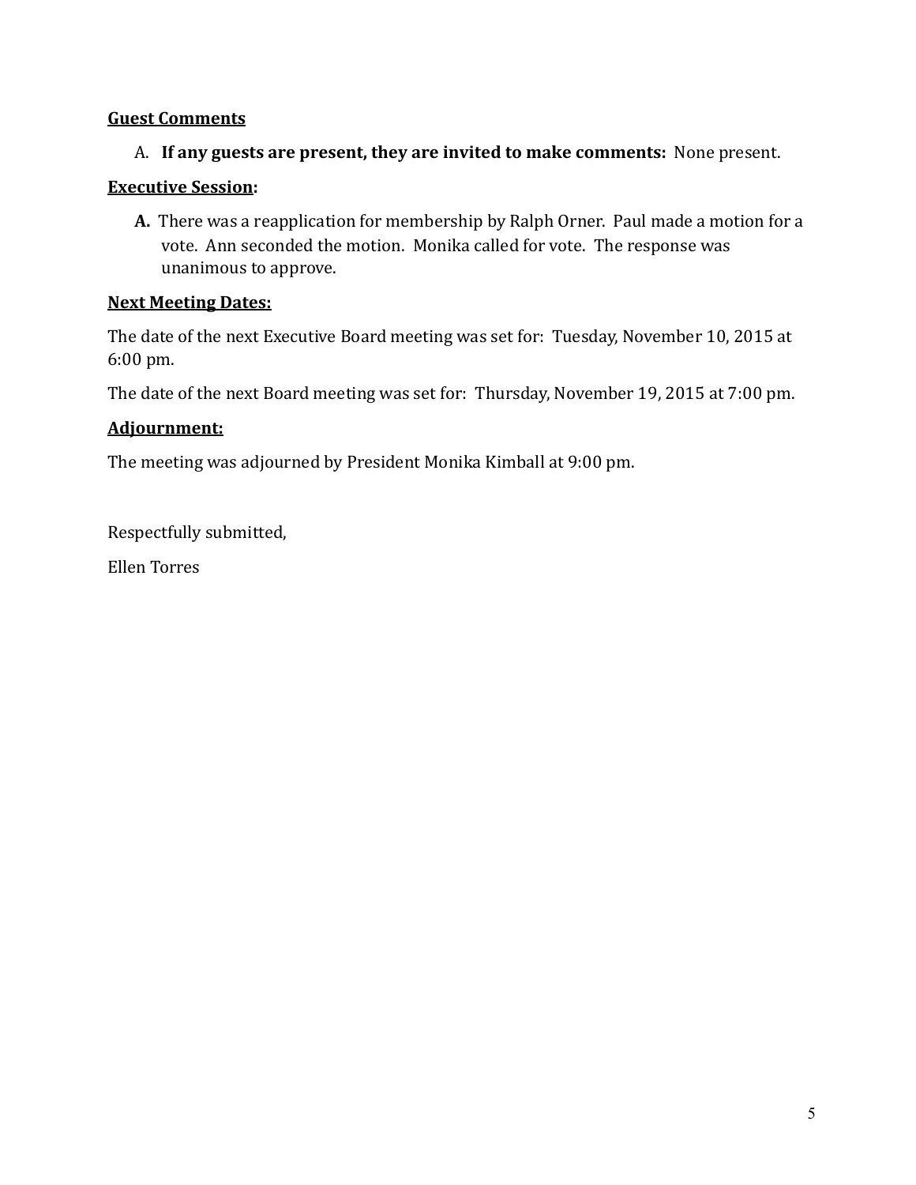**Guest Comments**

A. **If any guests are present, they are invited to make comments:** None present.

**Executive Session:**

**A.** There was a reapplication for membership by Ralph Orner. Paul made a motion for a vote. Ann seconded the motion. Monika called for vote. The response was unanimous to approve.

**Next Meeting Dates:**

The date of the next Executive Board meeting was set for: Tuesday, November 10, 2015 at 6:00 pm.

The date of the next Board meeting was set for: Thursday, November 19, 2015 at 7:00 pm.

**Adjournment:**

The meeting was adjourned by President Monika Kimball at 9:00 pm.

Respectfully submitted,

Ellen Torres